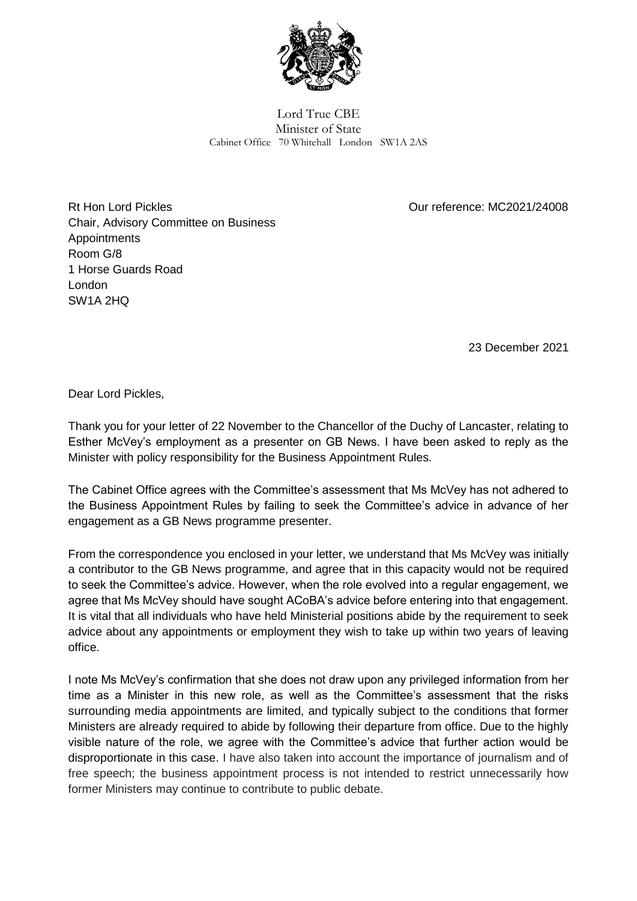Lord True CBE
Minister of State
Cabinet Office 70 Whitehall London SW1A 2AS

Rt Hon Lord Pickles
Chair, Advisory Committee on Business Appointments
Room G/8
1 Horse Guards Road
London
SW1A 2HQ

Our reference: MC2021/24008

23 December 2021

Dear Lord Pickles,

Thank you for your letter of 22 November to the Chancellor of the Duchy of Lancaster, relating to Esther McVey's employment as a presenter on GB News. I have been asked to reply as the Minister with policy responsibility for the Business Appointment Rules.

The Cabinet Office agrees with the Committee's assessment that Ms McVey has not adhered to the Business Appointment Rules by failing to seek the Committee's advice in advance of her engagement as a GB News programme presenter.

From the correspondence you enclosed in your letter, we understand that Ms McVey was initially a contributor to the GB News programme, and agree that in this capacity would not be required to seek the Committee's advice. However, when the role evolved into a regular engagement, we agree that Ms McVey should have sought ACoBA's advice before entering into that engagement. It is vital that all individuals who have held Ministerial positions abide by the requirement to seek advice about any appointments or employment they wish to take up within two years of leaving office.

I note Ms McVey's confirmation that she does not draw upon any privileged information from her time as a Minister in this new role, as well as the Committee's assessment that the risks surrounding media appointments are limited, and typically subject to the conditions that former Ministers are already required to abide by following their departure from office. Due to the highly visible nature of the role, we agree with the Committee's advice that further action would be disproportionate in this case. I have also taken into account the importance of journalism and of free speech; the business appointment process is not intended to restrict unnecessarily how former Ministers may continue to contribute to public debate.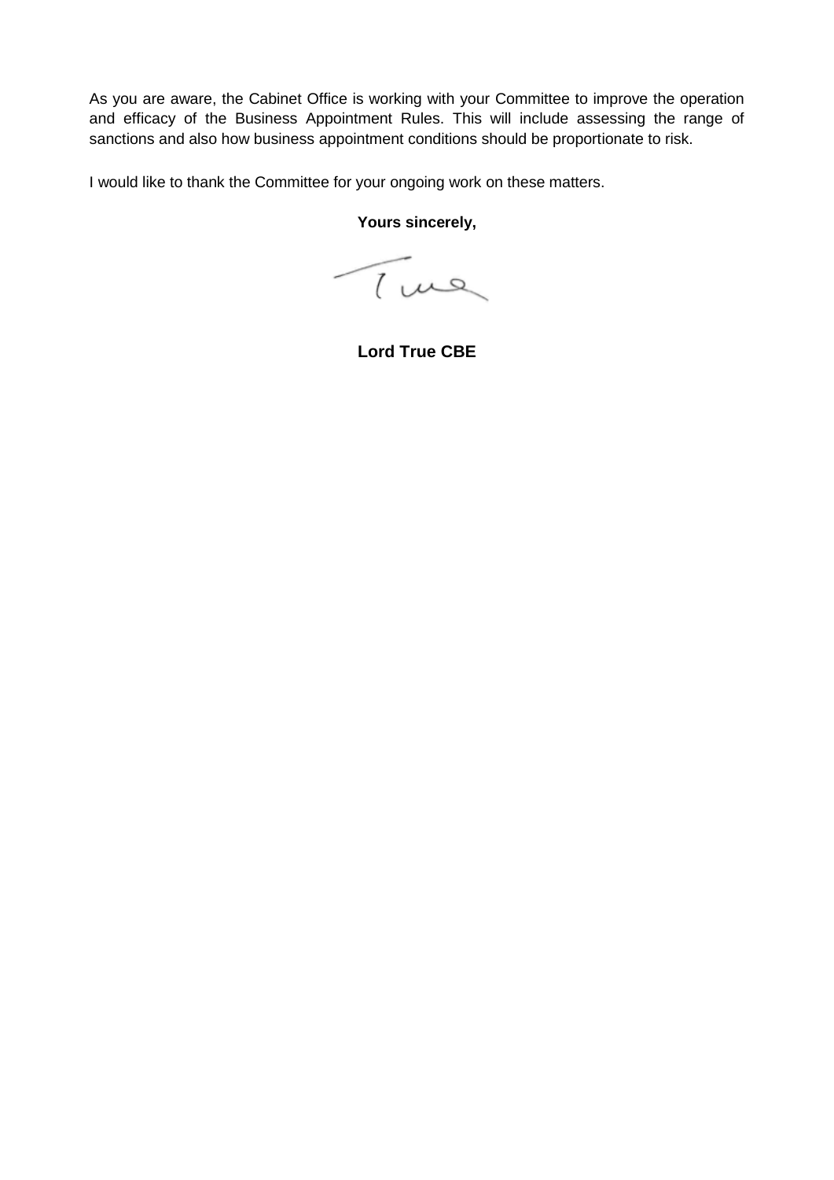As you are aware, the Cabinet Office is working with your Committee to improve the operation and efficacy of the Business Appointment Rules. This will include assessing the range of sanctions and also how business appointment conditions should be proportionate to risk.

I would like to thank the Committee for your ongoing work on these matters.

**Yours sincerely,**

**Lord True CBE**